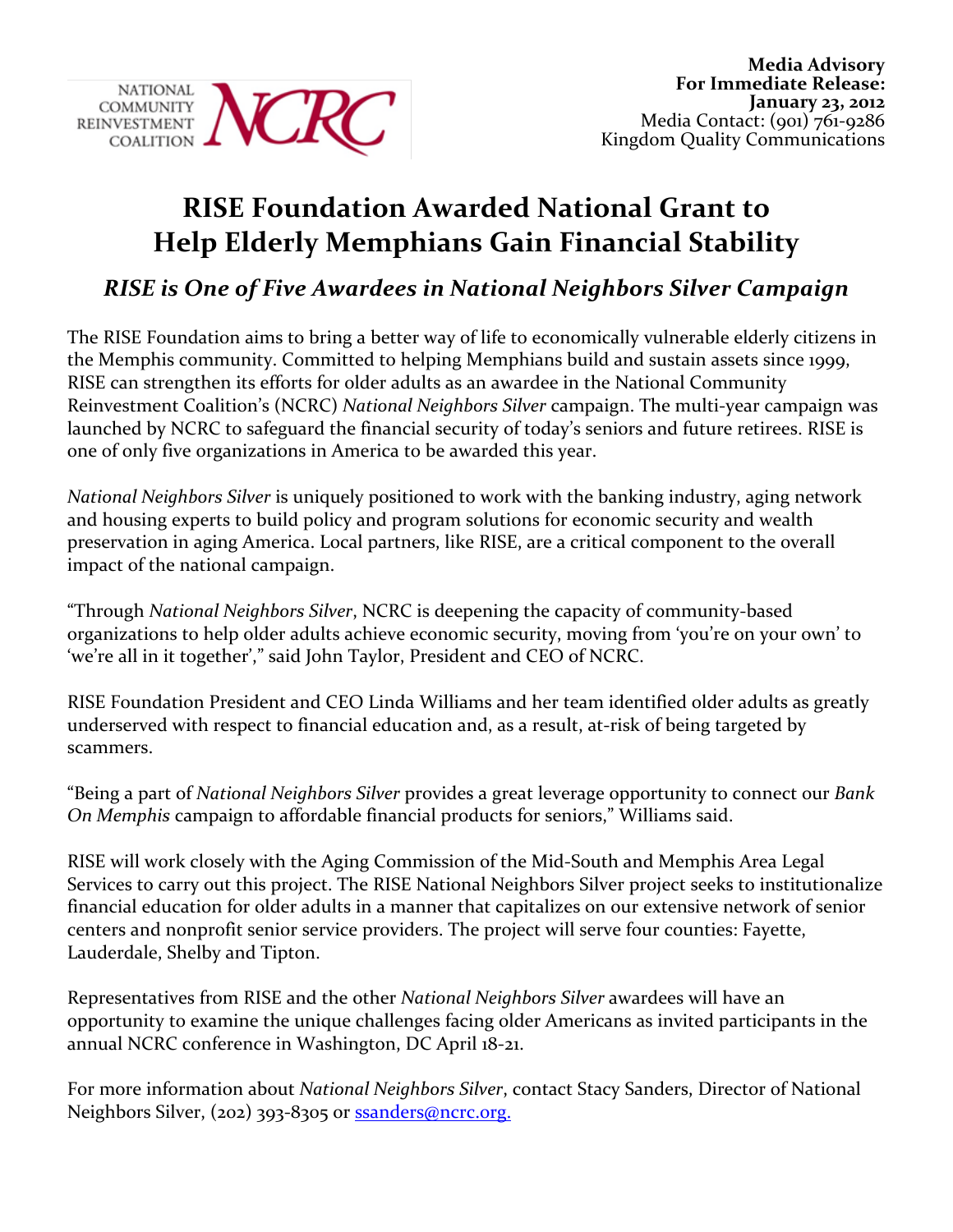NATIONAL COMMUNITY REINVESTMENT COALITION NCRC

**Media Advisory**
**For Immediate Release:**
**January 23, 2012**
Media Contact: (901) 761-9286
Kingdom Quality Communications

# RISE Foundation Awarded National Grant to Help Elderly Memphians Gain Financial Stability

## *RISE is One of Five Awardees in National Neighbors Silver Campaign*

The RISE Foundation aims to bring a better way of life to economically vulnerable elderly citizens in the Memphis community. Committed to helping Memphians build and sustain assets since 1999, RISE can strengthen its efforts for older adults as an awardee in the National Community Reinvestment Coalition's (NCRC) *National Neighbors Silver* campaign. The multi-year campaign was launched by NCRC to safeguard the financial security of today's seniors and future retirees. RISE is one of only five organizations in America to be awarded this year.

*National Neighbors Silver* is uniquely positioned to work with the banking industry, aging network and housing experts to build policy and program solutions for economic security and wealth preservation in aging America. Local partners, like RISE, are a critical component to the overall impact of the national campaign.

"Through *National Neighbors Silver*, NCRC is deepening the capacity of community-based organizations to help older adults achieve economic security, moving from 'you're on your own' to 'we're all in it together'," said John Taylor, President and CEO of NCRC.

RISE Foundation President and CEO Linda Williams and her team identified older adults as greatly underserved with respect to financial education and, as a result, at-risk of being targeted by scammers.

"Being a part of *National Neighbors Silver* provides a great leverage opportunity to connect our *Bank On Memphis* campaign to affordable financial products for seniors," Williams said.

RISE will work closely with the Aging Commission of the Mid-South and Memphis Area Legal Services to carry out this project. The RISE National Neighbors Silver project seeks to institutionalize financial education for older adults in a manner that capitalizes on our extensive network of senior centers and nonprofit senior service providers. The project will serve four counties: Fayette, Lauderdale, Shelby and Tipton.

Representatives from RISE and the other *National Neighbors Silver* awardees will have an opportunity to examine the unique challenges facing older Americans as invited participants in the annual NCRC conference in Washington, DC April 18-21.

For more information about *National Neighbors Silver*, contact Stacy Sanders, Director of National Neighbors Silver, (202) 393-8305 or ssanders@ncrc.org.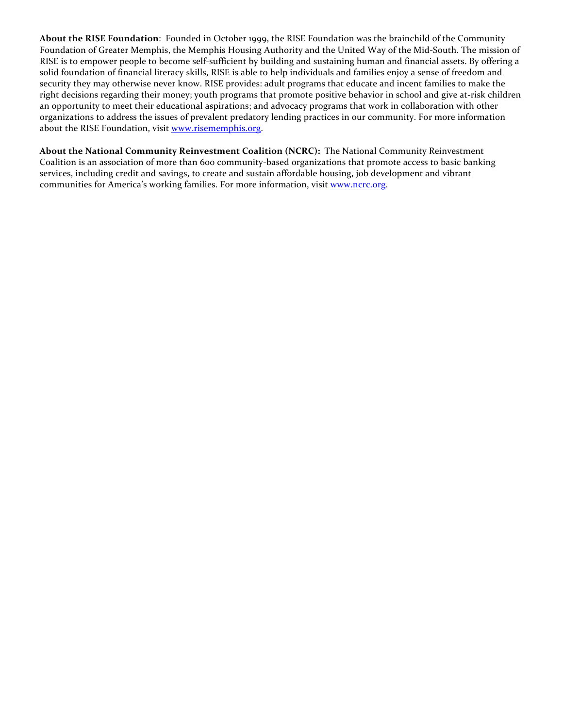**About the RISE Foundation**: Founded in October 1999, the RISE Foundation was the brainchild of the Community Foundation of Greater Memphis, the Memphis Housing Authority and the United Way of the Mid-South. The mission of RISE is to empower people to become self-sufficient by building and sustaining human and financial assets. By offering a solid foundation of financial literacy skills, RISE is able to help individuals and families enjoy a sense of freedom and security they may otherwise never know. RISE provides: adult programs that educate and incent families to make the right decisions regarding their money; youth programs that promote positive behavior in school and give at-risk children an opportunity to meet their educational aspirations; and advocacy programs that work in collaboration with other organizations to address the issues of prevalent predatory lending practices in our community. For more information about the RISE Foundation, visit [www.risememphis.org](http://www.risememphis.org).

**About the National Community Reinvestment Coalition (NCRC):** The National Community Reinvestment Coalition is an association of more than 600 community-based organizations that promote access to basic banking services, including credit and savings, to create and sustain affordable housing, job development and vibrant communities for America's working families. For more information, visit [www.ncrc.org](http://www.ncrc.org).